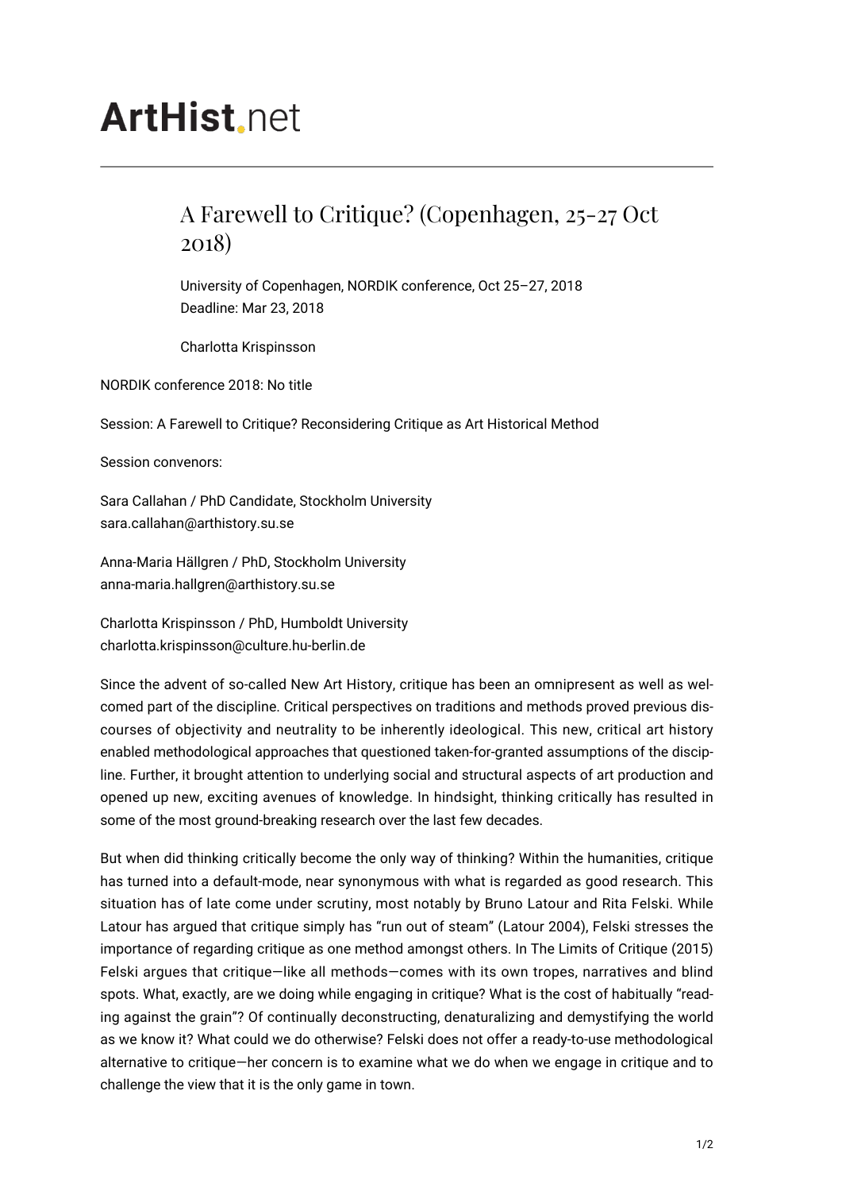# A Farewell to Critique? (Copenhagen, 25-27 Oct 2018)

University of Copenhagen, NORDIK conference, Oct 25–27, 2018
Deadline: Mar 23, 2018

Charlotta Krispinsson

NORDIK conference 2018: No title

Session: A Farewell to Critique? Reconsidering Critique as Art Historical Method

Session convenors:

Sara Callahan / PhD Candidate, Stockholm University
sara.callahan@arthistory.su.se

Anna-Maria Hällgren / PhD, Stockholm University
anna-maria.hallgren@arthistory.su.se

Charlotta Krispinsson / PhD, Humboldt University
charlotta.krispinsson@culture.hu-berlin.de

Since the advent of so-called New Art History, critique has been an omnipresent as well as welcomed part of the discipline. Critical perspectives on traditions and methods proved previous discourses of objectivity and neutrality to be inherently ideological. This new, critical art history enabled methodological approaches that questioned taken-for-granted assumptions of the discipline. Further, it brought attention to underlying social and structural aspects of art production and opened up new, exciting avenues of knowledge. In hindsight, thinking critically has resulted in some of the most ground-breaking research over the last few decades.

But when did thinking critically become the only way of thinking? Within the humanities, critique has turned into a default-mode, near synonymous with what is regarded as good research. This situation has of late come under scrutiny, most notably by Bruno Latour and Rita Felski. While Latour has argued that critique simply has "run out of steam" (Latour 2004), Felski stresses the importance of regarding critique as one method amongst others. In The Limits of Critique (2015) Felski argues that critique—like all methods—comes with its own tropes, narratives and blind spots. What, exactly, are we doing while engaging in critique? What is the cost of habitually "reading against the grain"? Of continually deconstructing, denaturalizing and demystifying the world as we know it? What could we do otherwise? Felski does not offer a ready-to-use methodological alternative to critique—her concern is to examine what we do when we engage in critique and to challenge the view that it is the only game in town.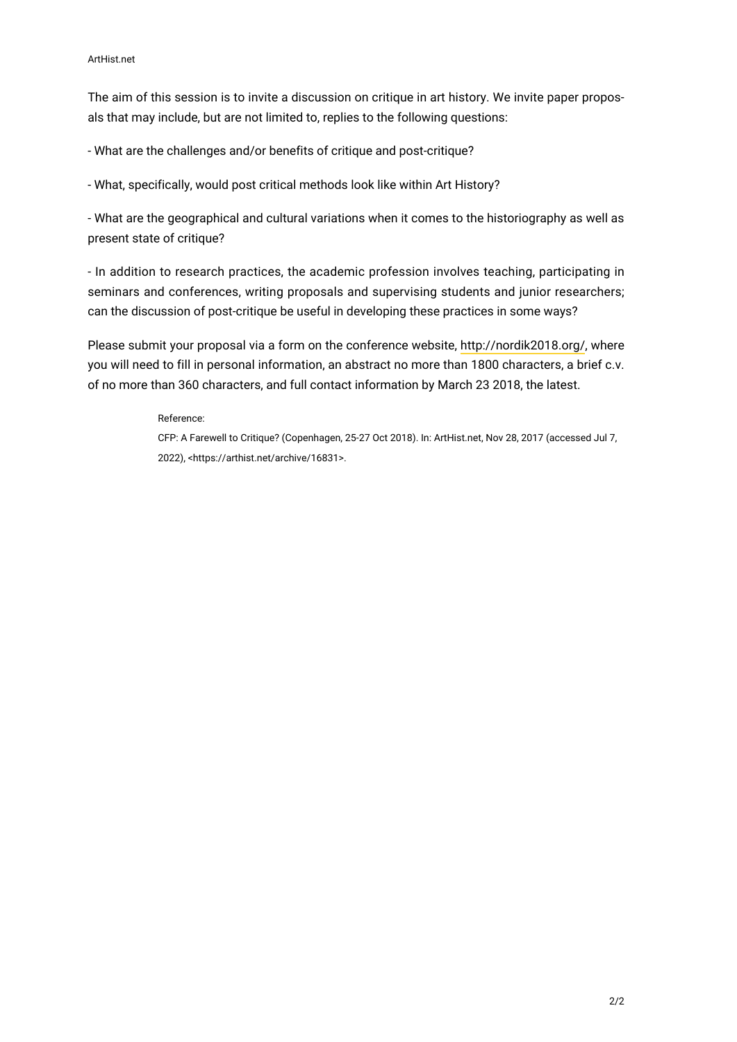The aim of this session is to invite a discussion on critique in art history. We invite paper proposals that may include, but are not limited to, replies to the following questions:

- What are the challenges and/or benefits of critique and post-critique?

- What, specifically, would post critical methods look like within Art History?

- What are the geographical and cultural variations when it comes to the historiography as well as present state of critique?

- In addition to research practices, the academic profession involves teaching, participating in seminars and conferences, writing proposals and supervising students and junior researchers; can the discussion of post-critique be useful in developing these practices in some ways?

Please submit your proposal via a form on the conference website, http://nordik2018.org/, where you will need to fill in personal information, an abstract no more than 1800 characters, a brief c.v. of no more than 360 characters, and full contact information by March 23 2018, the latest.

Reference:

CFP: A Farewell to Critique? (Copenhagen, 25-27 Oct 2018). In: ArtHist.net, Nov 28, 2017 (accessed Jul 7, 2022), <https://arthist.net/archive/16831>.